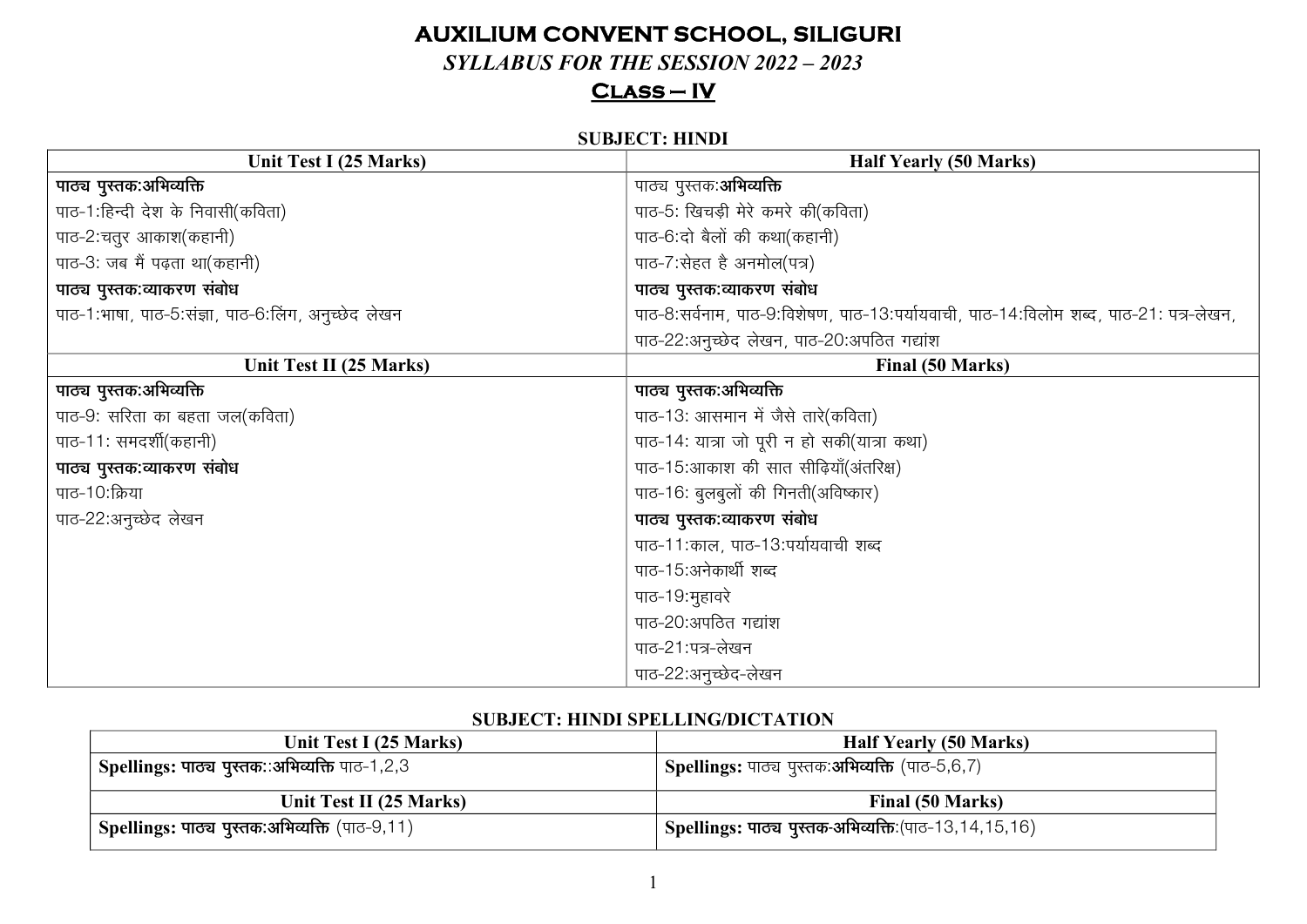# AUXILIUM CONVENT SCHOOL, SILIGURI

## *SYLLABUS FOR THE SESSION 2022 – 2023*

## Class – IV

### SUBJECT: HINDI

| Unit Test I (25 Marks) | Half Yearly (50 Marks) |
|---|---|
| **पाठ्य पुस्तक:अभिव्यक्ति** | पाठ्य पुस्तक:**अभिव्यक्ति** |
| पाठ-1:हिन्दी देश के निवासी(कविता) | पाठ-5: खिचड़ी मेरे कमरे की(कविता) |
| पाठ-2:चतुर आकाश(कहानी) | पाठ-6:दो बैलों की कथा(कहानी) |
| पाठ-3: जब मैं पढ़ता था(कहानी) | पाठ-7:सेहत है अनमोल(पत्र) |
| **पाठ्य पुस्तक:व्याकरण संबोध** | **पाठ्य पुस्तक:व्याकरण संबोध** |
| पाठ-1:भाषा, पाठ-5:संज्ञा, पाठ-6:लिंग, अनुच्छेद लेखन | पाठ-8:सर्वनाम, पाठ-9:विशेषण, पाठ-13:पर्यायवाची, पाठ-14:विलोम शब्द, पाठ-21: पत्र-लेखन, पाठ-22:अनुच्छेद लेखन, पाठ-20:अपठित गद्यांश |
| **Unit Test II (25 Marks)** | **Final (50 Marks)** |
| **पाठ्य पुस्तक:अभिव्यक्ति** | **पाठ्य पुस्तक:अभिव्यक्ति** |
| पाठ-9: सरिता का बहता जल(कविता) | पाठ-13: आसमान में जैसे तारे(कविता) |
| पाठ-11: समदर्शी(कहानी) | पाठ-14: यात्रा जो पूरी न हो सकी(यात्रा कथा) |
| **पाठ्य पुस्तक:व्याकरण संबोध** | पाठ-15:आकाश की सात सीढ़ियाँ(अंतरिक्ष) |
| पाठ-10:क्रिया | पाठ-16: बुलबुलों की गिनती(अविष्कार) |
| पाठ-22:अनुच्छेद लेखन | **पाठ्य पुस्तक:व्याकरण संबोध** |
| | पाठ-11:काल, पाठ-13:पर्यायवाची शब्द |
| | पाठ-15:अनेकार्थी शब्द |
| | पाठ-19:मुहावरे |
| | पाठ-20:अपठित गद्यांश |
| | पाठ-21:पत्र-लेखन |
| | पाठ-22:अनुच्छेद-लेखन |

### SUBJECT: HINDI SPELLING/DICTATION

| Unit Test I (25 Marks) | Half Yearly (50 Marks) |
|---|---|
| **Spellings: पाठ्य पुस्तक::अभिव्यक्ति** पाठ-1,2,3 | **Spellings:** पाठ्य पुस्तक:**अभिव्यक्ति** (पाठ-5,6,7) |
| **Unit Test II (25 Marks)** | **Final (50 Marks)** |
| **Spellings: पाठ्य पुस्तक:अभिव्यक्ति** (पाठ-9,11) | **Spellings: पाठ्य पुस्तक-अभिव्यक्ति**:(पाठ-13,14,15,16) |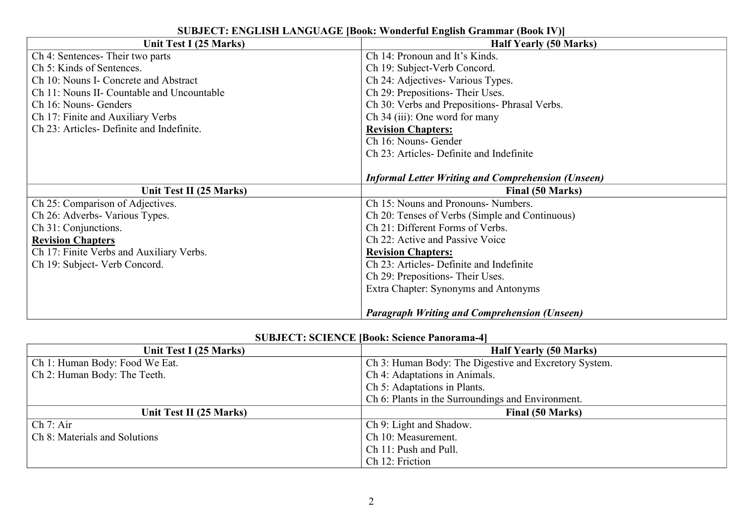**SUBJECT: ENGLISH LANGUAGE [Book: Wonderful English Grammar (Book IV)]**

| Unit Test I (25 Marks) | Half Yearly (50 Marks) |
|---|---|
| Ch 4: Sentences- Their two parts<br>Ch 5: Kinds of Sentences.<br>Ch 10: Nouns I- Concrete and Abstract<br>Ch 11: Nouns II- Countable and Uncountable<br>Ch 16: Nouns- Genders<br>Ch 17: Finite and Auxiliary Verbs<br>Ch 23: Articles- Definite and Indefinite. | Ch 14: Pronoun and It's Kinds.<br>Ch 19: Subject-Verb Concord.<br>Ch 24: Adjectives- Various Types.<br>Ch 29: Prepositions- Their Uses.<br>Ch 30: Verbs and Prepositions- Phrasal Verbs.<br>Ch 34 (iii): One word for many<br>**<u>Revision Chapters:</u>**<br>Ch 16: Nouns- Gender<br>Ch 23: Articles- Definite and Indefinite<br><br>***Informal Letter Writing and Comprehension (Unseen)*** |
| **Unit Test II (25 Marks)** | **Final (50 Marks)** |
| Ch 25: Comparison of Adjectives.<br>Ch 26: Adverbs- Various Types.<br>Ch 31: Conjunctions.<br>**<u>Revision Chapters</u>**<br>Ch 17: Finite Verbs and Auxiliary Verbs.<br>Ch 19: Subject- Verb Concord. | Ch 15: Nouns and Pronouns- Numbers.<br>Ch 20: Tenses of Verbs (Simple and Continuous)<br>Ch 21: Different Forms of Verbs.<br>Ch 22: Active and Passive Voice<br>**<u>Revision Chapters:</u>**<br>Ch 23: Articles- Definite and Indefinite<br>Ch 29: Prepositions- Their Uses.<br>Extra Chapter: Synonyms and Antonyms<br><br>***Paragraph Writing and Comprehension (Unseen)*** |

**SUBJECT: SCIENCE [Book: Science Panorama-4]**

| Unit Test I (25 Marks) | Half Yearly (50 Marks) |
|---|---|
| Ch 1: Human Body: Food We Eat.<br>Ch 2: Human Body: The Teeth. | Ch 3: Human Body: The Digestive and Excretory System.<br>Ch 4: Adaptations in Animals.<br>Ch 5: Adaptations in Plants.<br>Ch 6: Plants in the Surroundings and Environment. |
| **Unit Test II (25 Marks)** | **Final (50 Marks)** |
| Ch 7: Air<br>Ch 8: Materials and Solutions | Ch 9: Light and Shadow.<br>Ch 10: Measurement.<br>Ch 11: Push and Pull.<br>Ch 12: Friction |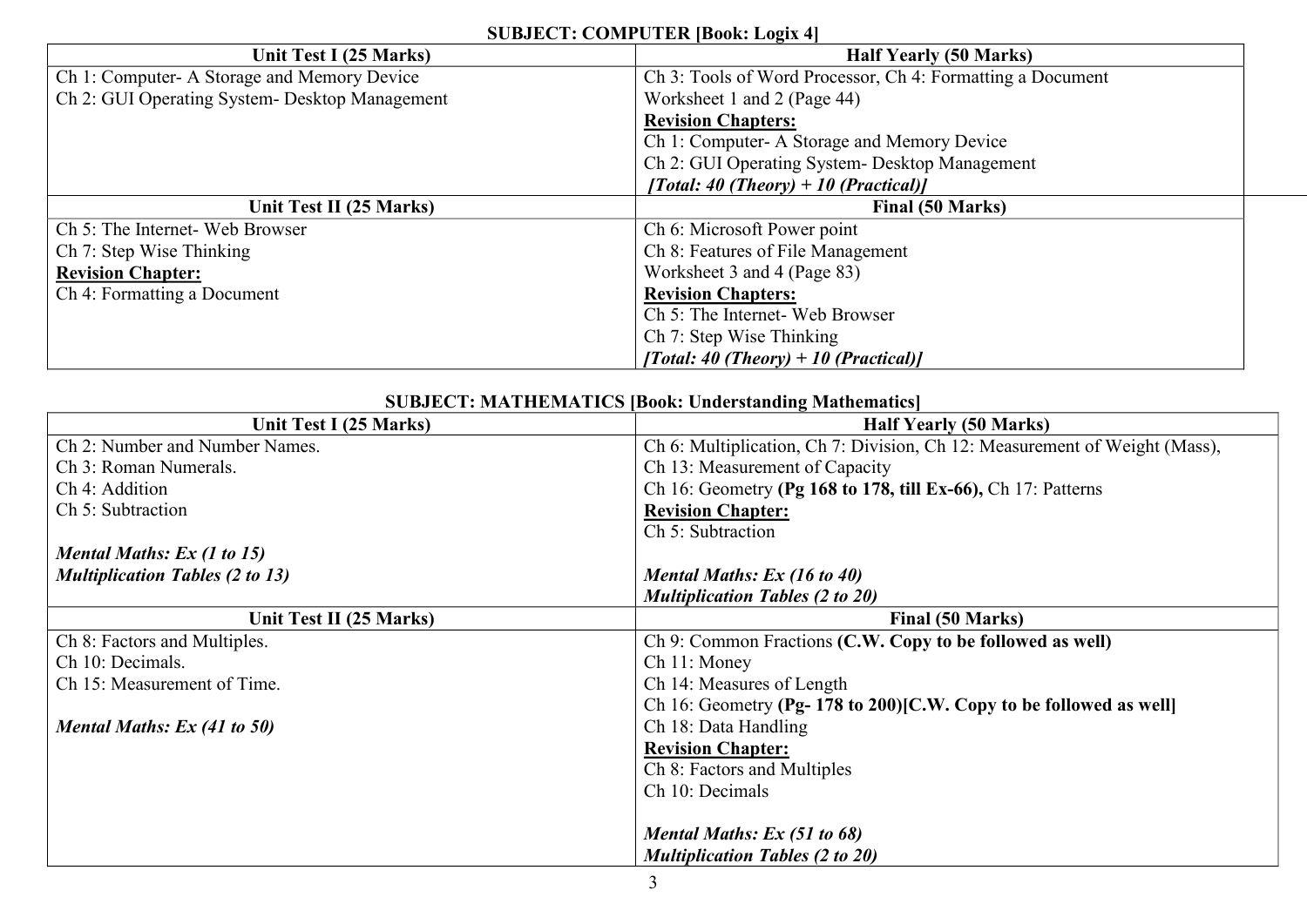**SUBJECT: COMPUTER [Book: Logix 4]**

| Unit Test I (25 Marks) | Half Yearly (50 Marks) |
|---|---|
| Ch 1: Computer- A Storage and Memory Device<br>Ch 2: GUI Operating System- Desktop Management | Ch 3: Tools of Word Processor, Ch 4: Formatting a Document<br>Worksheet 1 and 2 (Page 44)<br>**Revision Chapters:**<br>Ch 1: Computer- A Storage and Memory Device<br>Ch 2: GUI Operating System- Desktop Management<br>***[Total: 40 (Theory) + 10 (Practical)]*** |
| **Unit Test II (25 Marks)** | **Final (50 Marks)** |
| Ch 5: The Internet- Web Browser<br>Ch 7: Step Wise Thinking<br>**Revision Chapter:**<br>Ch 4: Formatting a Document | Ch 6: Microsoft Power point<br>Ch 8: Features of File Management<br>Worksheet 3 and 4 (Page 83)<br>**Revision Chapters:**<br>Ch 5: The Internet- Web Browser<br>Ch 7: Step Wise Thinking<br>***[Total: 40 (Theory) + 10 (Practical)]*** |

**SUBJECT: MATHEMATICS [Book: Understanding Mathematics]**

| Unit Test I (25 Marks) | Half Yearly (50 Marks) |
|---|---|
| Ch 2: Number and Number Names.<br>Ch 3: Roman Numerals.<br>Ch 4: Addition<br>Ch 5: Subtraction<br><br>***Mental Maths: Ex (1 to 15)***<br>***Multiplication Tables (2 to 13)*** | Ch 6: Multiplication, Ch 7: Division, Ch 12: Measurement of Weight (Mass),<br>Ch 13: Measurement of Capacity<br>Ch 16: Geometry **(Pg 168 to 178, till Ex-66),** Ch 17: Patterns<br>**Revision Chapter:**<br>Ch 5: Subtraction<br><br>***Mental Maths: Ex (16 to 40)***<br>***Multiplication Tables (2 to 20)*** |
| **Unit Test II (25 Marks)** | **Final (50 Marks)** |
| Ch 8: Factors and Multiples.<br>Ch 10: Decimals.<br>Ch 15: Measurement of Time.<br><br>***Mental Maths: Ex (41 to 50)*** | Ch 9: Common Fractions **(C.W. Copy to be followed as well)**<br>Ch 11: Money<br>Ch 14: Measures of Length<br>Ch 16: Geometry **(Pg- 178 to 200)[C.W. Copy to be followed as well]**<br>Ch 18: Data Handling<br>**Revision Chapter:**<br>Ch 8: Factors and Multiples<br>Ch 10: Decimals<br><br>***Mental Maths: Ex (51 to 68)***<br>***Multiplication Tables (2 to 20)*** |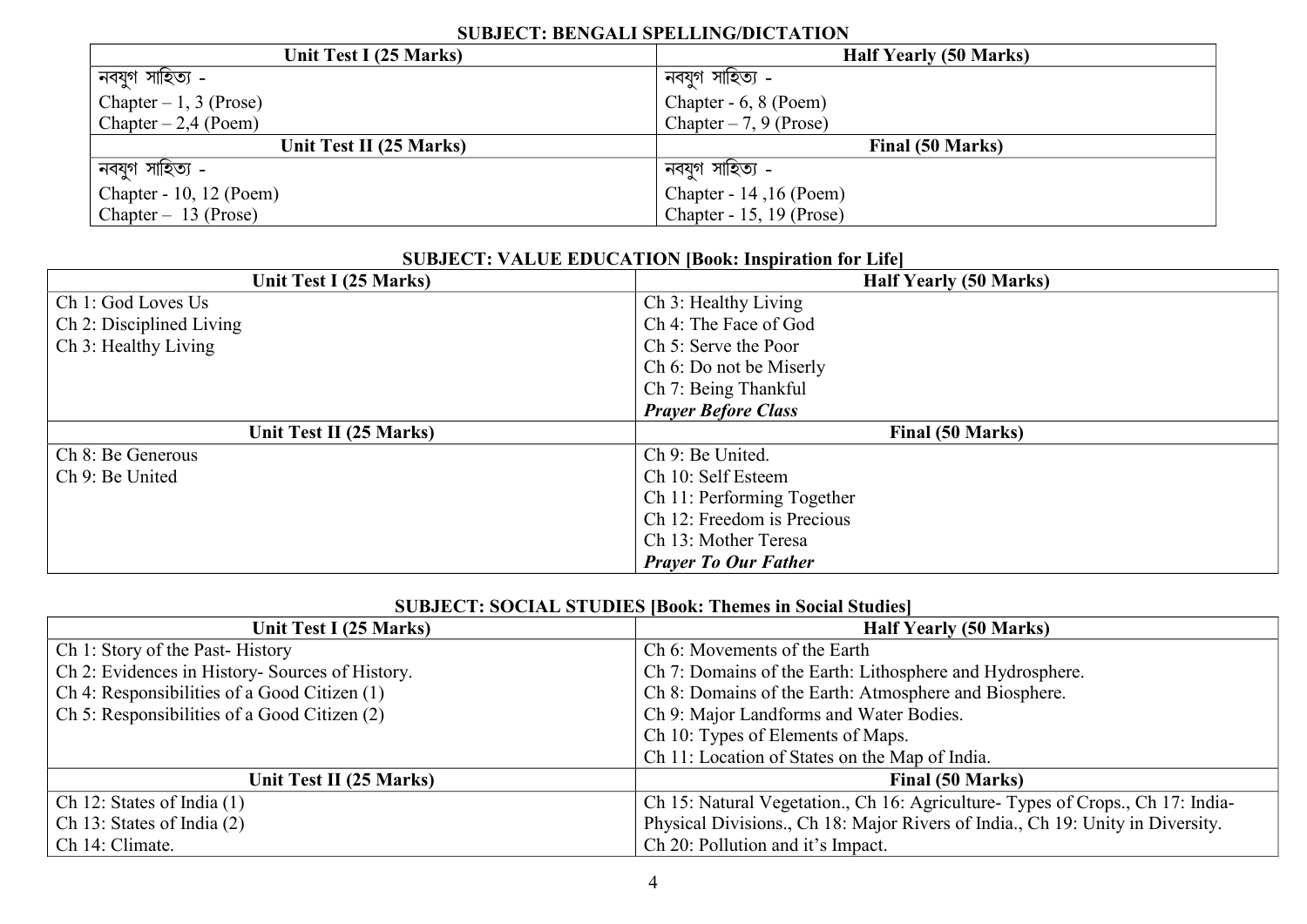### SUBJECT: BENGALI SPELLING/DICTATION

| Unit Test I (25 Marks) | Half Yearly (50 Marks) |
|---|---|
| নবযুগ সাহিত্য -<br>Chapter – 1, 3 (Prose)<br>Chapter – 2,4 (Poem) | নবযুগ সাহিত্য -<br>Chapter - 6, 8 (Poem)<br>Chapter – 7, 9 (Prose) |
| **Unit Test II (25 Marks)** | **Final (50 Marks)** |
| নবযুগ সাহিত্য -<br>Chapter - 10, 12 (Poem)<br>Chapter – 13 (Prose) | নবযুগ সাহিত্য -<br>Chapter - 14 ,16 (Poem)<br>Chapter - 15, 19 (Prose) |

### SUBJECT: VALUE EDUCATION [Book: Inspiration for Life]

| Unit Test I (25 Marks) | Half Yearly (50 Marks) |
|---|---|
| Ch 1: God Loves Us<br>Ch 2: Disciplined Living<br>Ch 3: Healthy Living | Ch 3: Healthy Living<br>Ch 4: The Face of God<br>Ch 5: Serve the Poor<br>Ch 6: Do not be Miserly<br>Ch 7: Being Thankful<br>***Prayer Before Class*** |
| **Unit Test II (25 Marks)** | **Final (50 Marks)** |
| Ch 8: Be Generous<br>Ch 9: Be United | Ch 9: Be United.<br>Ch 10: Self Esteem<br>Ch 11: Performing Together<br>Ch 12: Freedom is Precious<br>Ch 13: Mother Teresa<br>***Prayer To Our Father*** |

### SUBJECT: SOCIAL STUDIES [Book: Themes in Social Studies]

| Unit Test I (25 Marks) | Half Yearly (50 Marks) |
|---|---|
| Ch 1: Story of the Past- History<br>Ch 2: Evidences in History- Sources of History.<br>Ch 4: Responsibilities of a Good Citizen (1)<br>Ch 5: Responsibilities of a Good Citizen (2) | Ch 6: Movements of the Earth<br>Ch 7: Domains of the Earth: Lithosphere and Hydrosphere.<br>Ch 8: Domains of the Earth: Atmosphere and Biosphere.<br>Ch 9: Major Landforms and Water Bodies.<br>Ch 10: Types of Elements of Maps.<br>Ch 11: Location of States on the Map of India. |
| **Unit Test II (25 Marks)** | **Final (50 Marks)** |
| Ch 12: States of India (1)<br>Ch 13: States of India (2)<br>Ch 14: Climate. | Ch 15: Natural Vegetation., Ch 16: Agriculture- Types of Crops., Ch 17: India-Physical Divisions., Ch 18: Major Rivers of India., Ch 19: Unity in Diversity.<br>Ch 20: Pollution and it's Impact. |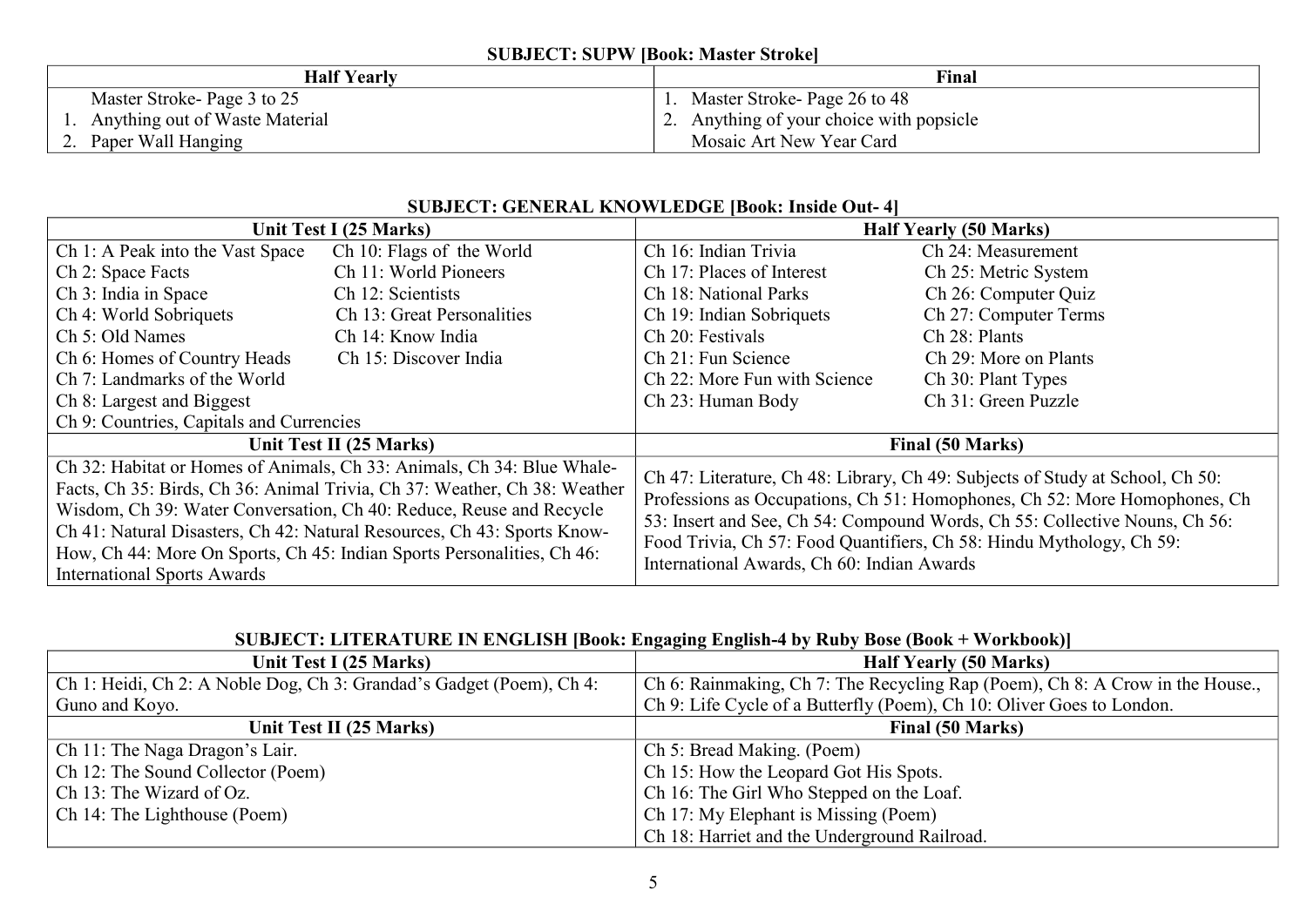**SUBJECT: SUPW [Book: Master Stroke]**

| Half Yearly | Final |
| --- | --- |
| Master Stroke- Page 3 to 25<br>1. Anything out of Waste Material<br>2. Paper Wall Hanging | 1. Master Stroke- Page 26 to 48<br>2. Anything of your choice with popsicle<br>Mosaic Art New Year Card |

**SUBJECT: GENERAL KNOWLEDGE [Book: Inside Out- 4]**

| Unit Test I (25 Marks) | | Half Yearly (50 Marks) | |
| --- | --- | --- | --- |
| Ch 1: A Peak into the Vast Space | Ch 10: Flags of the World | Ch 16: Indian Trivia | Ch 24: Measurement |
| Ch 2: Space Facts | Ch 11: World Pioneers | Ch 17: Places of Interest | Ch 25: Metric System |
| Ch 3: India in Space | Ch 12: Scientists | Ch 18: National Parks | Ch 26: Computer Quiz |
| Ch 4: World Sobriquets | Ch 13: Great Personalities | Ch 19: Indian Sobriquets | Ch 27: Computer Terms |
| Ch 5: Old Names | Ch 14: Know India | Ch 20: Festivals | Ch 28: Plants |
| Ch 6: Homes of Country Heads | Ch 15: Discover India | Ch 21: Fun Science | Ch 29: More on Plants |
| Ch 7: Landmarks of the World | | Ch 22: More Fun with Science | Ch 30: Plant Types |
| Ch 8: Largest and Biggest | | Ch 23: Human Body | Ch 31: Green Puzzle |
| Ch 9: Countries, Capitals and Currencies | | | |
| **Unit Test II (25 Marks)** | | **Final (50 Marks)** | |
| Ch 32: Habitat or Homes of Animals, Ch 33: Animals, Ch 34: Blue Whale- Facts, Ch 35: Birds, Ch 36: Animal Trivia, Ch 37: Weather, Ch 38: Weather Wisdom, Ch 39: Water Conversation, Ch 40: Reduce, Reuse and Recycle Ch 41: Natural Disasters, Ch 42: Natural Resources, Ch 43: Sports Know-How, Ch 44: More On Sports, Ch 45: Indian Sports Personalities, Ch 46: International Sports Awards | | Ch 47: Literature, Ch 48: Library, Ch 49: Subjects of Study at School, Ch 50: Professions as Occupations, Ch 51: Homophones, Ch 52: More Homophones, Ch 53: Insert and See, Ch 54: Compound Words, Ch 55: Collective Nouns, Ch 56: Food Trivia, Ch 57: Food Quantifiers, Ch 58: Hindu Mythology, Ch 59: International Awards, Ch 60: Indian Awards | |

**SUBJECT: LITERATURE IN ENGLISH [Book: Engaging English-4 by Ruby Bose (Book + Workbook)]**

| Unit Test I (25 Marks) | Half Yearly (50 Marks) |
| --- | --- |
| Ch 1: Heidi, Ch 2: A Noble Dog, Ch 3: Grandad's Gadget (Poem), Ch 4: Guno and Koyo. | Ch 6: Rainmaking, Ch 7: The Recycling Rap (Poem), Ch 8: A Crow in the House., Ch 9: Life Cycle of a Butterfly (Poem), Ch 10: Oliver Goes to London. |
| **Unit Test II (25 Marks)** | **Final (50 Marks)** |
| Ch 11: The Naga Dragon's Lair.<br>Ch 12: The Sound Collector (Poem)<br>Ch 13: The Wizard of Oz.<br>Ch 14: The Lighthouse (Poem) | Ch 5: Bread Making. (Poem)<br>Ch 15: How the Leopard Got His Spots.<br>Ch 16: The Girl Who Stepped on the Loaf.<br>Ch 17: My Elephant is Missing (Poem)<br>Ch 18: Harriet and the Underground Railroad. |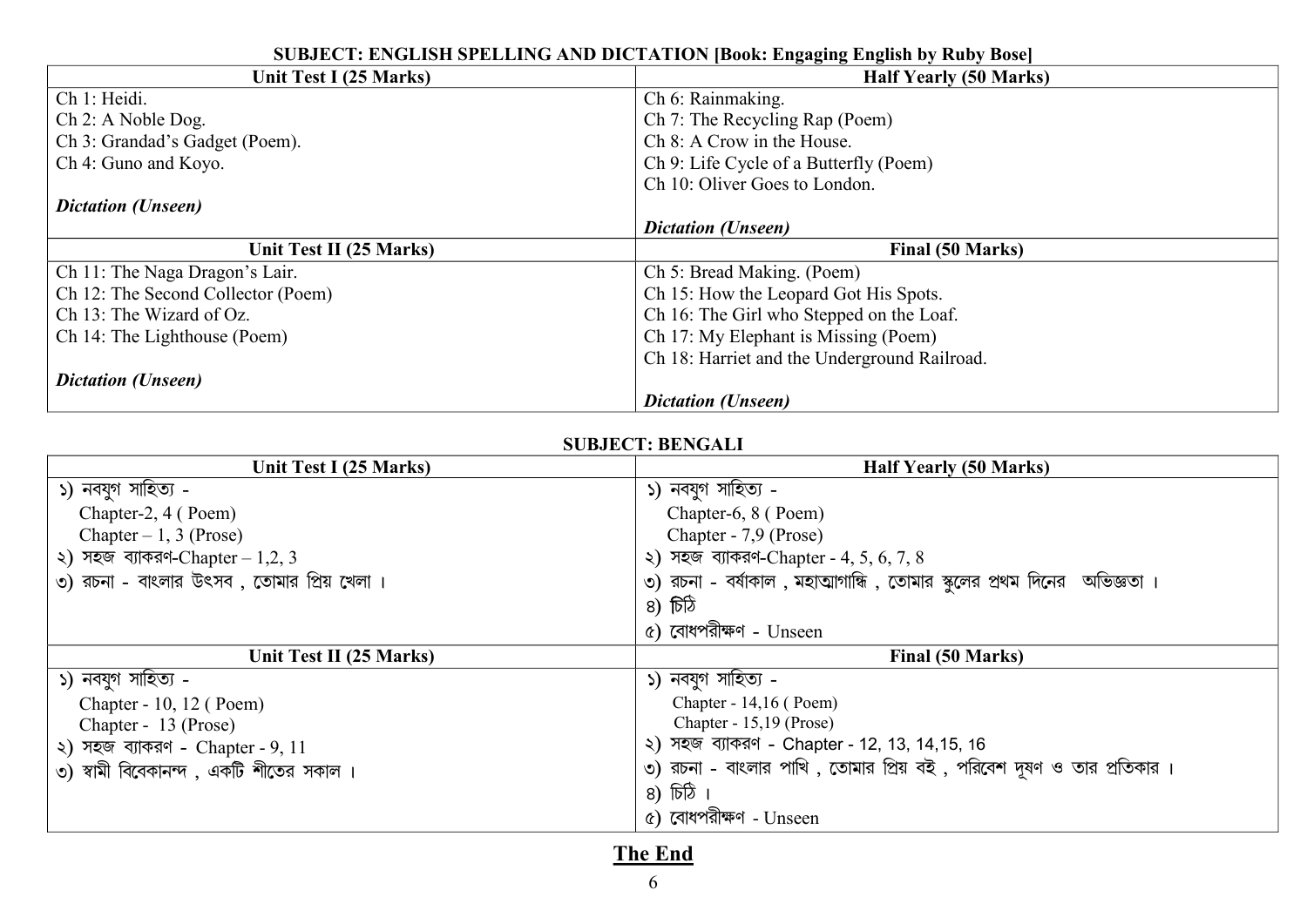**SUBJECT: ENGLISH SPELLING AND DICTATION [Book: Engaging English by Ruby Bose]**

| Unit Test I (25 Marks) | Half Yearly (50 Marks) |
|---|---|
| Ch 1: Heidi.<br>Ch 2: A Noble Dog.<br>Ch 3: Grandad's Gadget (Poem).<br>Ch 4: Guno and Koyo.<br><br>***Dictation (Unseen)*** | Ch 6: Rainmaking.<br>Ch 7: The Recycling Rap (Poem)<br>Ch 8: A Crow in the House.<br>Ch 9: Life Cycle of a Butterfly (Poem)<br>Ch 10: Oliver Goes to London.<br><br>***Dictation (Unseen)*** |
| **Unit Test II (25 Marks)** | **Final (50 Marks)** |
| Ch 11: The Naga Dragon's Lair.<br>Ch 12: The Second Collector (Poem)<br>Ch 13: The Wizard of Oz.<br>Ch 14: The Lighthouse (Poem)<br><br>***Dictation (Unseen)*** | Ch 5: Bread Making. (Poem)<br>Ch 15: How the Leopard Got His Spots.<br>Ch 16: The Girl who Stepped on the Loaf.<br>Ch 17: My Elephant is Missing (Poem)<br>Ch 18: Harriet and the Underground Railroad.<br><br>***Dictation (Unseen)*** |

**SUBJECT: BENGALI**

| Unit Test I (25 Marks) | Half Yearly (50 Marks) |
|---|---|
| ১) নবযুগ সাহিত্য -<br>Chapter-2, 4 ( Poem)<br>Chapter – 1, 3 (Prose)<br>২) সহজ ব্যাকরণ-Chapter – 1,2, 3<br>৩) রচনা - বাংলার উৎসব , তোমার প্রিয় খেলা । | ১) নবযুগ সাহিত্য -<br>Chapter-6, 8 ( Poem)<br>Chapter - 7,9 (Prose)<br>২) সহজ ব্যাকরণ-Chapter - 4, 5, 6, 7, 8<br>৩) রচনা - বর্ষাকাল , মহাত্মাগান্ধি , তোমার স্কুলের প্রথম দিনের অভিজ্ঞতা ।<br>৪) চিঠি<br>৫) বোধপরীক্ষণ - Unseen |
| **Unit Test II (25 Marks)** | **Final (50 Marks)** |
| ১) নবযুগ সাহিত্য -<br>Chapter - 10, 12 ( Poem)<br>Chapter - 13 (Prose)<br>২) সহজ ব্যাকরণ - Chapter - 9, 11<br>৩) স্বামী বিবেকানন্দ , একটি শীতের সকাল । | ১) নবযুগ সাহিত্য -<br>Chapter - 14,16 ( Poem)<br>Chapter - 15,19 (Prose)<br>২) সহজ ব্যাকরণ - Chapter - 12, 13, 14,15, 16<br>৩) রচনা - বাংলার পাখি , তোমার প্রিয় বই , পরিবেশ দূষণ ও তার প্রতিকার ।<br>৪) চিঠি ।<br>৫) বোধপরীক্ষণ - Unseen |

**The End**